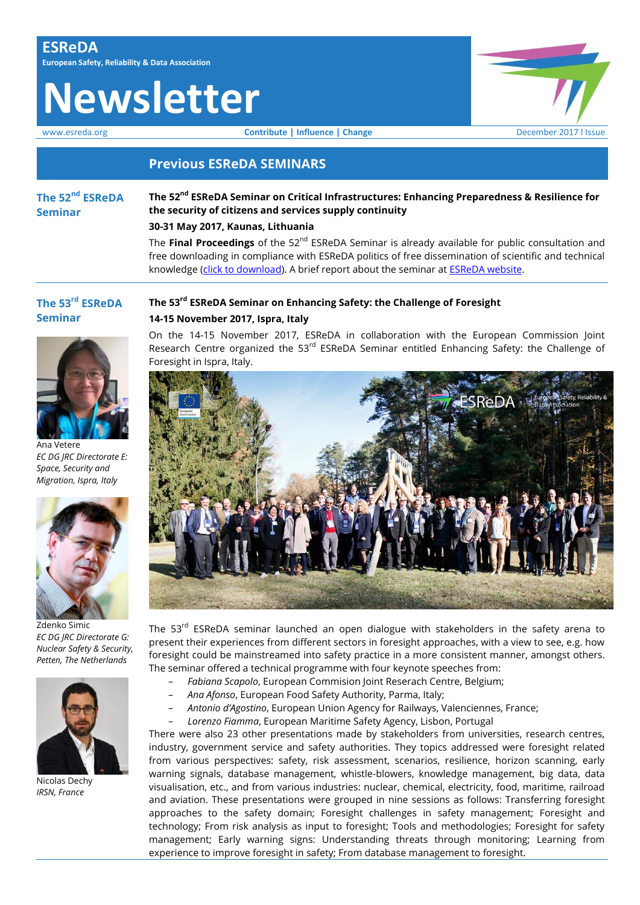# ESReDA

European Safety, Reliability & Data Association

# Newsletter

www.esreda.org | **Contribute | Influence | Change** | December 2017 I Issue

## Previous ESReDA SEMINARS

### The 52nd ESReDA Seminar

**The 52nd ESReDA Seminar on Critical Infrastructures: Enhancing Preparedness & Resilience for the security of citizens and services supply continuity**

**30-31 May 2017, Kaunas, Lithuania**

The **Final Proceedings** of the 52nd ESReDA Seminar is already available for public consultation and free downloading in compliance with ESReDA politics of free dissemination of scientific and technical knowledge (click to download). A brief report about the seminar at ESReDA website.

### The 53rd ESReDA Seminar

Ana Vetere
*EC DG JRC Directorate E: Space, Security and Migration, Ispra, Italy*

Zdenko Simic
*EC DG JRC Directorate G: Nuclear Safety & Security, Petten, The Netherlands*

Nicolas Dechy
*IRSN, France*

**The 53rd ESReDA Seminar on Enhancing Safety: the Challenge of Foresight**

**14-15 November 2017, Ispra, Italy**

On the 14-15 November 2017, ESReDA in collaboration with the European Commission Joint Research Centre organized the 53rd ESReDA Seminar entitled Enhancing Safety: the Challenge of Foresight in Ispra, Italy.

The 53rd ESReDA seminar launched an open dialogue with stakeholders in the safety arena to present their experiences from different sectors in foresight approaches, with a view to see, e.g. how foresight could be mainstreamed into safety practice in a more consistent manner, amongst others. The seminar offered a technical programme with four keynote speeches from:

- *Fabiana Scapolo*, European Commision Joint Reserach Centre, Belgium;
- *Ana Afonso*, European Food Safety Authority, Parma, Italy;
- *Antonio d'Agostino*, European Union Agency for Railways, Valenciennes, France;
- *Lorenzo Fiamma*, European Maritime Safety Agency, Lisbon, Portugal

There were also 23 other presentations made by stakeholders from universities, research centres, industry, government service and safety authorities. They topics addressed were foresight related from various perspectives: safety, risk assessment, scenarios, resilience, horizon scanning, early warning signals, database management, whistle-blowers, knowledge management, big data, data visualisation, etc., and from various industries: nuclear, chemical, electricity, food, maritime, railroad and aviation. These presentations were grouped in nine sessions as follows: Transferring foresight approaches to the safety domain; Foresight challenges in safety management; Foresight and technology; From risk analysis as input to foresight; Tools and methodologies; Foresight for safety management; Early warning signs: Understanding threats through monitoring; Learning from experience to improve foresight in safety; From database management to foresight.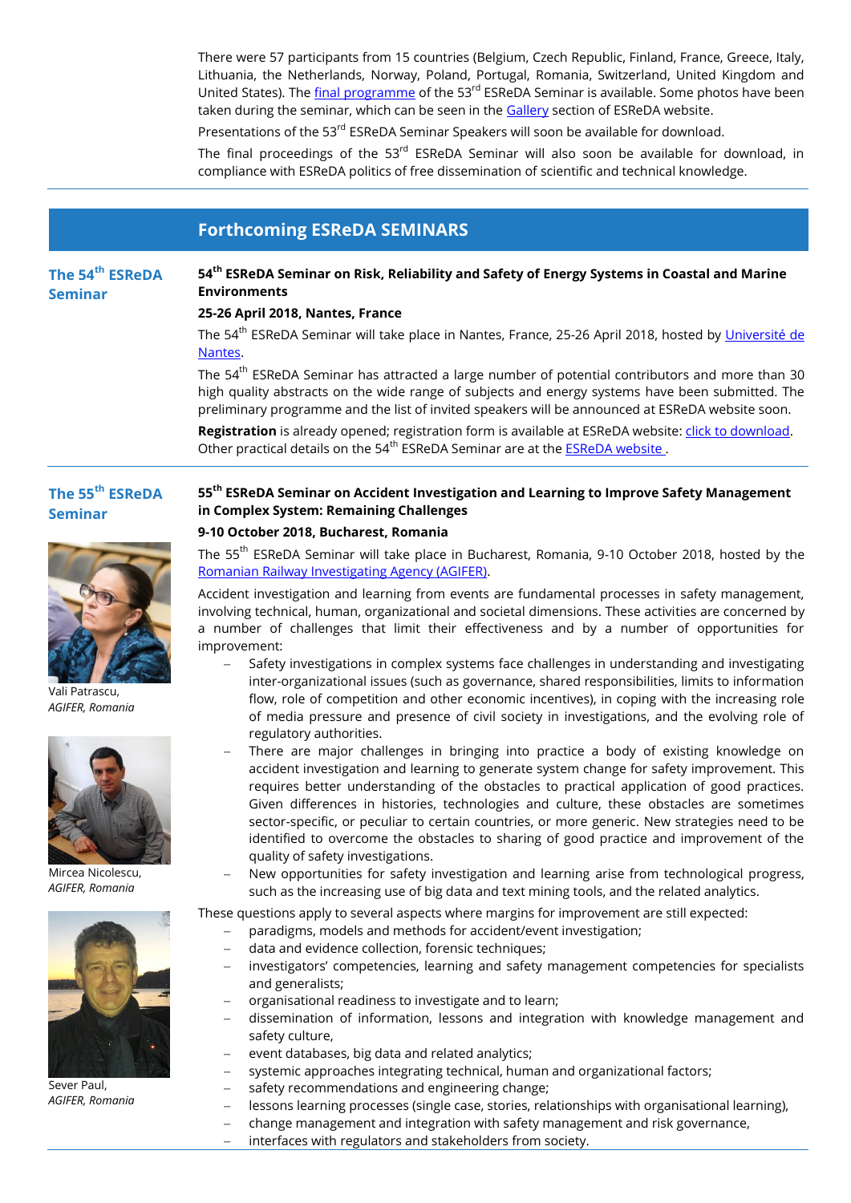There were 57 participants from 15 countries (Belgium, Czech Republic, Finland, France, Greece, Italy, Lithuania, the Netherlands, Norway, Poland, Portugal, Romania, Switzerland, United Kingdom and United States). The final programme of the 53rd ESReDA Seminar is available. Some photos have been taken during the seminar, which can be seen in the Gallery section of ESReDA website.

Presentations of the 53rd ESReDA Seminar Speakers will soon be available for download.

The final proceedings of the 53rd ESReDA Seminar will also soon be available for download, in compliance with ESReDA politics of free dissemination of scientific and technical knowledge.

## Forthcoming ESReDA SEMINARS

### The 54th ESReDA Seminar

**54th ESReDA Seminar on Risk, Reliability and Safety of Energy Systems in Coastal and Marine Environments**

**25-26 April 2018, Nantes, France**

The 54th ESReDA Seminar will take place in Nantes, France, 25-26 April 2018, hosted by Université de Nantes.

The 54th ESReDA Seminar has attracted a large number of potential contributors and more than 30 high quality abstracts on the wide range of subjects and energy systems have been submitted. The preliminary programme and the list of invited speakers will be announced at ESReDA website soon.

**Registration** is already opened; registration form is available at ESReDA website: click to download. Other practical details on the 54th ESReDA Seminar are at the ESReDA website .

### The 55th ESReDA Seminar

**55th ESReDA Seminar on Accident Investigation and Learning to Improve Safety Management in Complex System: Remaining Challenges**

**9-10 October 2018, Bucharest, Romania**

The 55th ESReDA Seminar will take place in Bucharest, Romania, 9-10 October 2018, hosted by the Romanian Railway Investigating Agency (AGIFER).

Accident investigation and learning from events are fundamental processes in safety management, involving technical, human, organizational and societal dimensions. These activities are concerned by a number of challenges that limit their effectiveness and by a number of opportunities for improvement:

- Safety investigations in complex systems face challenges in understanding and investigating inter-organizational issues (such as governance, shared responsibilities, limits to information flow, role of competition and other economic incentives), in coping with the increasing role of media pressure and presence of civil society in investigations, and the evolving role of regulatory authorities.
- There are major challenges in bringing into practice a body of existing knowledge on accident investigation and learning to generate system change for safety improvement. This requires better understanding of the obstacles to practical application of good practices. Given differences in histories, technologies and culture, these obstacles are sometimes sector-specific, or peculiar to certain countries, or more generic. New strategies need to be identified to overcome the obstacles to sharing of good practice and improvement of the quality of safety investigations.
- New opportunities for safety investigation and learning arise from technological progress, such as the increasing use of big data and text mining tools, and the related analytics.

These questions apply to several aspects where margins for improvement are still expected:

- paradigms, models and methods for accident/event investigation;
- data and evidence collection, forensic techniques;
- investigators' competencies, learning and safety management competencies for specialists and generalists;
- organisational readiness to investigate and to learn;
- dissemination of information, lessons and integration with knowledge management and safety culture,
- event databases, big data and related analytics;
- systemic approaches integrating technical, human and organizational factors;
- safety recommendations and engineering change;
- lessons learning processes (single case, stories, relationships with organisational learning),
- change management and integration with safety management and risk governance,
- interfaces with regulators and stakeholders from society.

Vali Patrascu,
*AGIFER, Romania*

Mircea Nicolescu,
*AGIFER, Romania*

Sever Paul,
*AGIFER, Romania*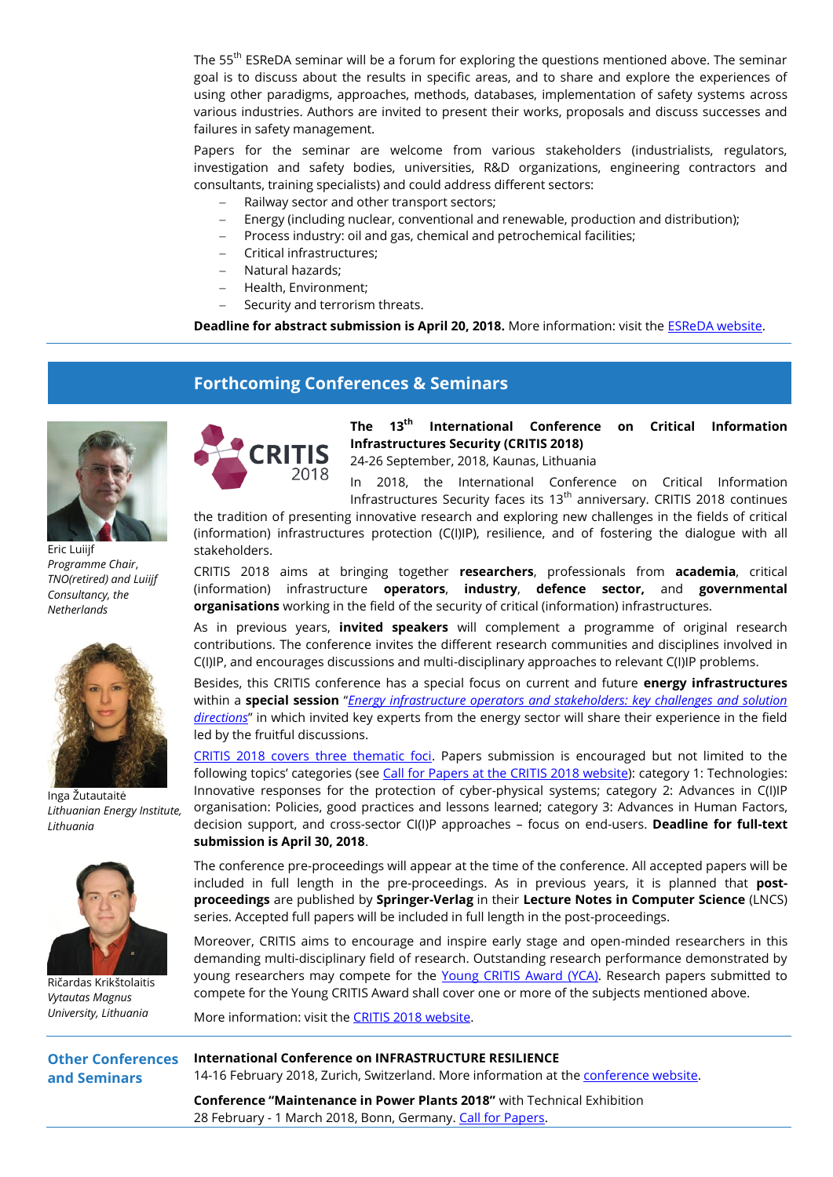The 55th ESReDA seminar will be a forum for exploring the questions mentioned above. The seminar goal is to discuss about the results in specific areas, and to share and explore the experiences of using other paradigms, approaches, methods, databases, implementation of safety systems across various industries. Authors are invited to present their works, proposals and discuss successes and failures in safety management.

Papers for the seminar are welcome from various stakeholders (industrialists, regulators, investigation and safety bodies, universities, R&D organizations, engineering contractors and consultants, training specialists) and could address different sectors:

- Railway sector and other transport sectors;
- Energy (including nuclear, conventional and renewable, production and distribution);
- Process industry: oil and gas, chemical and petrochemical facilities;
- Critical infrastructures;
- Natural hazards;
- Health, Environment;
- Security and terrorism threats.

**Deadline for abstract submission is April 20, 2018.** More information: visit the ESReDA website.

## Forthcoming Conferences & Seminars

Eric Luiijf
*Programme Chair, TNO(retired) and Luiijf Consultancy, the Netherlands*

Inga Žutautaitė
*Lithuanian Energy Institute, Lithuania*

Ričardas Krikštolaitis
*Vytautas Magnus University, Lithuania*

### The 13th International Conference on Critical Information Infrastructures Security (CRITIS 2018)

24-26 September, 2018, Kaunas, Lithuania

In 2018, the International Conference on Critical Information Infrastructures Security faces its 13th anniversary. CRITIS 2018 continues the tradition of presenting innovative research and exploring new challenges in the fields of critical (information) infrastructures protection (C(I)IP), resilience, and of fostering the dialogue with all stakeholders.

CRITIS 2018 aims at bringing together **researchers**, professionals from **academia**, critical (information) infrastructure **operators**, **industry**, **defence sector,** and **governmental organisations** working in the field of the security of critical (information) infrastructures.

As in previous years, **invited speakers** will complement a programme of original research contributions. The conference invites the different research communities and disciplines involved in C(I)IP, and encourages discussions and multi-disciplinary approaches to relevant C(I)IP problems.

Besides, this CRITIS conference has a special focus on current and future **energy infrastructures** within a **special session** "*Energy infrastructure operators and stakeholders: key challenges and solution directions*" in which invited key experts from the energy sector will share their experience in the field led by the fruitful discussions.

CRITIS 2018 covers three thematic foci. Papers submission is encouraged but not limited to the following topics' categories (see Call for Papers at the CRITIS 2018 website): category 1: Technologies: Innovative responses for the protection of cyber-physical systems; category 2: Advances in C(I)IP organisation: Policies, good practices and lessons learned; category 3: Advances in Human Factors, decision support, and cross-sector CI(I)P approaches – focus on end-users. **Deadline for full-text submission is April 30, 2018**.

The conference pre-proceedings will appear at the time of the conference. All accepted papers will be included in full length in the pre-proceedings. As in previous years, it is planned that **post-proceedings** are published by **Springer-Verlag** in their **Lecture Notes in Computer Science** (LNCS) series. Accepted full papers will be included in full length in the post-proceedings.

Moreover, CRITIS aims to encourage and inspire early stage and open-minded researchers in this demanding multi-disciplinary field of research. Outstanding research performance demonstrated by young researchers may compete for the Young CRITIS Award (YCA). Research papers submitted to compete for the Young CRITIS Award shall cover one or more of the subjects mentioned above.

More information: visit the CRITIS 2018 website.

### Other Conferences and Seminars

**International Conference on INFRASTRUCTURE RESILIENCE**
14-16 February 2018, Zurich, Switzerland. More information at the conference website.

**Conference "Maintenance in Power Plants 2018"** with Technical Exhibition
28 February - 1 March 2018, Bonn, Germany. Call for Papers.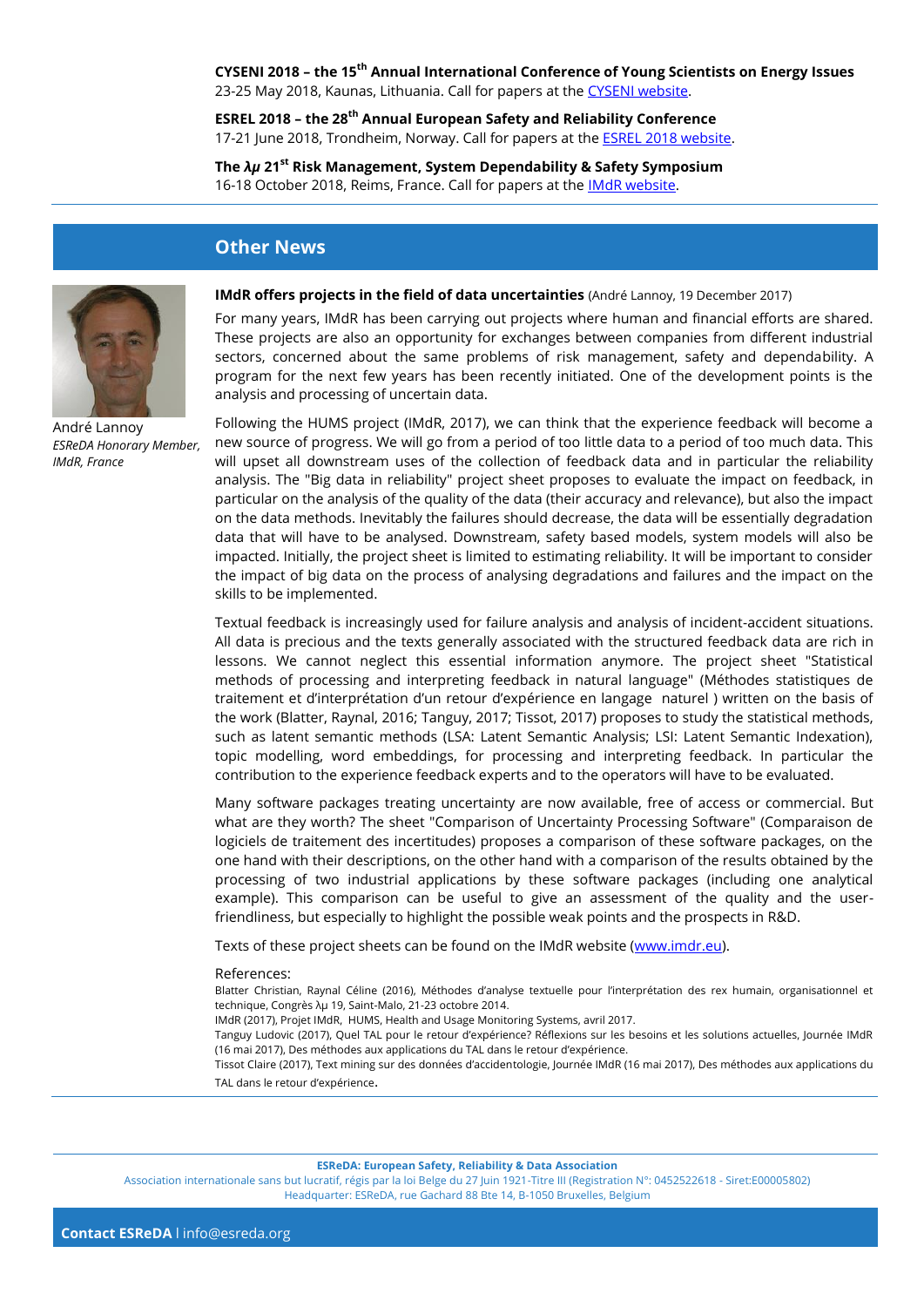**CYSENI 2018 – the 15th Annual International Conference of Young Scientists on Energy Issues**
23-25 May 2018, Kaunas, Lithuania. Call for papers at the CYSENI website.

**ESREL 2018 – the 28th Annual European Safety and Reliability Conference**
17-21 June 2018, Trondheim, Norway. Call for papers at the ESREL 2018 website.

**The $\lambda\mu$ 21st Risk Management, System Dependability & Safety Symposium**
16-18 October 2018, Reims, France. Call for papers at the IMdR website.

## Other News

André Lannoy
*ESReDA Honorary Member, IMdR, France*

**IMdR offers projects in the field of data uncertainties** (André Lannoy, 19 December 2017)

For many years, IMdR has been carrying out projects where human and financial efforts are shared. These projects are also an opportunity for exchanges between companies from different industrial sectors, concerned about the same problems of risk management, safety and dependability. A program for the next few years has been recently initiated. One of the development points is the analysis and processing of uncertain data.

Following the HUMS project (IMdR, 2017), we can think that the experience feedback will become a new source of progress. We will go from a period of too little data to a period of too much data. This will upset all downstream uses of the collection of feedback data and in particular the reliability analysis. The "Big data in reliability" project sheet proposes to evaluate the impact on feedback, in particular on the analysis of the quality of the data (their accuracy and relevance), but also the impact on the data methods. Inevitably the failures should decrease, the data will be essentially degradation data that will have to be analysed. Downstream, safety based models, system models will also be impacted. Initially, the project sheet is limited to estimating reliability. It will be important to consider the impact of big data on the process of analysing degradations and failures and the impact on the skills to be implemented.

Textual feedback is increasingly used for failure analysis and analysis of incident-accident situations. All data is precious and the texts generally associated with the structured feedback data are rich in lessons. We cannot neglect this essential information anymore. The project sheet "Statistical methods of processing and interpreting feedback in natural language" (Méthodes statistiques de traitement et d'interprétation d'un retour d'expérience en langage naturel ) written on the basis of the work (Blatter, Raynal, 2016; Tanguy, 2017; Tissot, 2017) proposes to study the statistical methods, such as latent semantic methods (LSA: Latent Semantic Analysis; LSI: Latent Semantic Indexation), topic modelling, word embeddings, for processing and interpreting feedback. In particular the contribution to the experience feedback experts and to the operators will have to be evaluated.

Many software packages treating uncertainty are now available, free of access or commercial. But what are they worth? The sheet "Comparison of Uncertainty Processing Software" (Comparaison de logiciels de traitement des incertitudes) proposes a comparison of these software packages, on the one hand with their descriptions, on the other hand with a comparison of the results obtained by the processing of two industrial applications by these software packages (including one analytical example). This comparison can be useful to give an assessment of the quality and the user-friendliness, but especially to highlight the possible weak points and the prospects in R&D.

Texts of these project sheets can be found on the IMdR website (www.imdr.eu).

References:

Blatter Christian, Raynal Céline (2016), Méthodes d'analyse textuelle pour l'interprétation des rex humain, organisationnel et technique, Congrès λμ 19, Saint-Malo, 21-23 octobre 2014.

IMdR (2017), Projet IMdR, HUMS, Health and Usage Monitoring Systems, avril 2017.

Tanguy Ludovic (2017), Quel TAL pour le retour d'expérience? Réflexions sur les besoins et les solutions actuelles, Journée IMdR (16 mai 2017), Des méthodes aux applications du TAL dans le retour d'expérience.

Tissot Claire (2017), Text mining sur des données d'accidentologie, Journée IMdR (16 mai 2017), Des méthodes aux applications du TAL dans le retour d'expérience.

**ESReDA: European Safety, Reliability & Data Association**
Association internationale sans but lucratif, régis par la loi Belge du 27 Juin 1921-Titre III (Registration N°: 0452522618 - Siret:E00005802)
Headquarter: ESReDA, rue Gachard 88 Bte 14, B-1050 Bruxelles, Belgium

**Contact ESReDA** I info@esreda.org